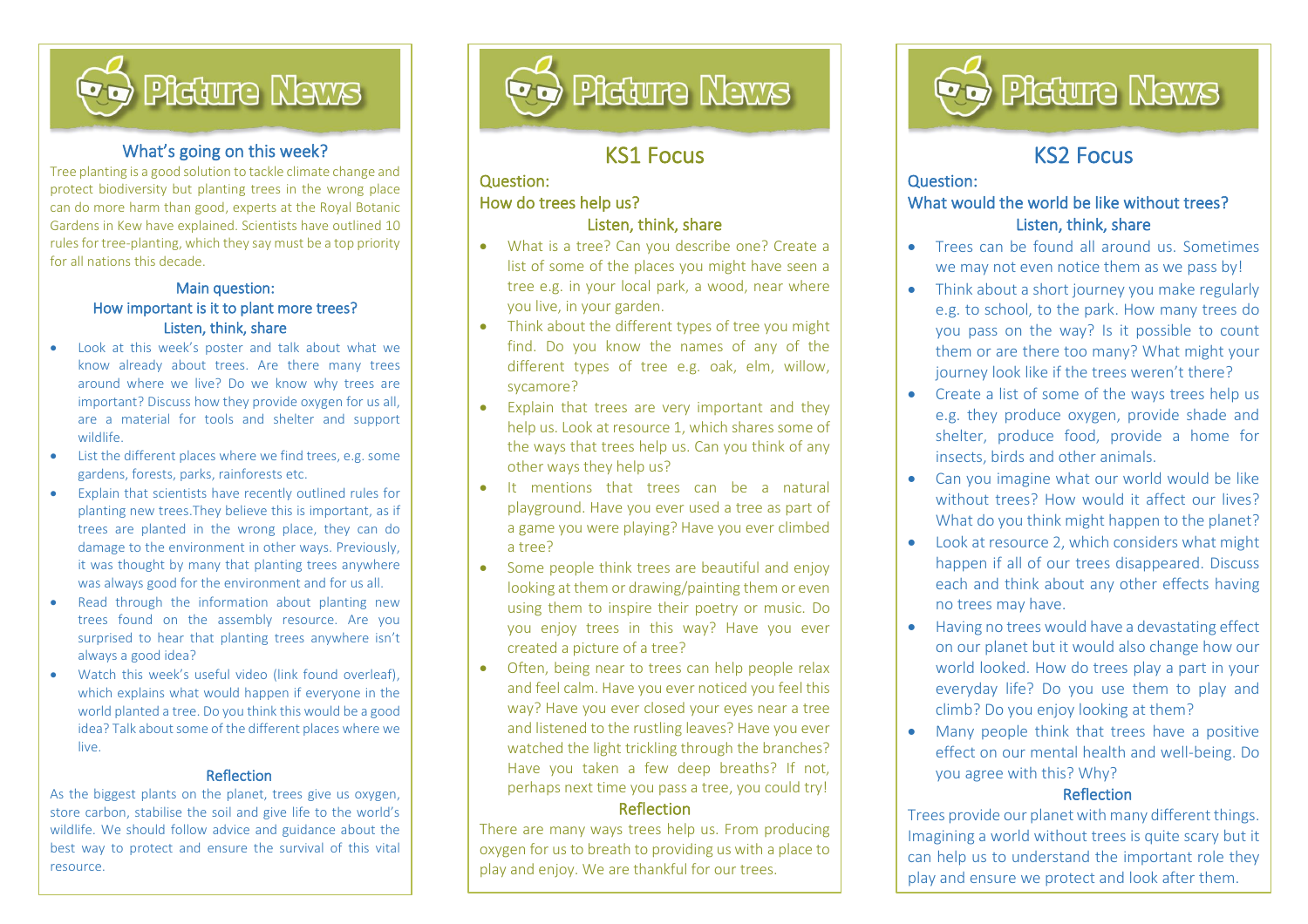# Picture News

## What's going on this week?

Tree planting is a good solution to tackle climate change and protect biodiversity but planting trees in the wrong place can do more harm than good, experts at the Royal Botanic Gardens in Kew have explained. Scientists have outlined 10 rules for tree-planting, which they say must be a top priority for all nations this decade.

### Main question:
### How important is it to plant more trees?
### Listen, think, share

- Look at this week's poster and talk about what we know already about trees. Are there many trees around where we live? Do we know why trees are important? Discuss how they provide oxygen for us all, are a material for tools and shelter and support wildlife.
- List the different places where we find trees, e.g. some gardens, forests, parks, rainforests etc.
- Explain that scientists have recently outlined rules for planting new trees.They believe this is important, as if trees are planted in the wrong place, they can do damage to the environment in other ways. Previously, it was thought by many that planting trees anywhere was always good for the environment and for us all.
- Read through the information about planting new trees found on the assembly resource. Are you surprised to hear that planting trees anywhere isn't always a good idea?
- Watch this week's useful video (link found overleaf), which explains what would happen if everyone in the world planted a tree. Do you think this would be a good idea? Talk about some of the different places where we live.

### Reflection

As the biggest plants on the planet, trees give us oxygen, store carbon, stabilise the soil and give life to the world's wildlife. We should follow advice and guidance about the best way to protect and ensure the survival of this vital resource.

# Picture News

## KS1 Focus

### Question:
### How do trees help us?
### Listen, think, share

- What is a tree? Can you describe one? Create a list of some of the places you might have seen a tree e.g. in your local park, a wood, near where you live, in your garden.
- Think about the different types of tree you might find. Do you know the names of any of the different types of tree e.g. oak, elm, willow, sycamore?
- Explain that trees are very important and they help us. Look at resource 1, which shares some of the ways that trees help us. Can you think of any other ways they help us?
- It mentions that trees can be a natural playground. Have you ever used a tree as part of a game you were playing? Have you ever climbed a tree?
- Some people think trees are beautiful and enjoy looking at them or drawing/painting them or even using them to inspire their poetry or music. Do you enjoy trees in this way? Have you ever created a picture of a tree?
- Often, being near to trees can help people relax and feel calm. Have you ever noticed you feel this way? Have you ever closed your eyes near a tree and listened to the rustling leaves? Have you ever watched the light trickling through the branches? Have you taken a few deep breaths? If not, perhaps next time you pass a tree, you could try!

### Reflection

There are many ways trees help us. From producing oxygen for us to breath to providing us with a place to play and enjoy. We are thankful for our trees.

# Picture News

## KS2 Focus

### Question:
### What would the world be like without trees?
### Listen, think, share

- Trees can be found all around us. Sometimes we may not even notice them as we pass by!
- Think about a short journey you make regularly e.g. to school, to the park. How many trees do you pass on the way? Is it possible to count them or are there too many? What might your journey look like if the trees weren't there?
- Create a list of some of the ways trees help us e.g. they produce oxygen, provide shade and shelter, produce food, provide a home for insects, birds and other animals.
- Can you imagine what our world would be like without trees? How would it affect our lives? What do you think might happen to the planet?
- Look at resource 2, which considers what might happen if all of our trees disappeared. Discuss each and think about any other effects having no trees may have.
- Having no trees would have a devastating effect on our planet but it would also change how our world looked. How do trees play a part in your everyday life? Do you use them to play and climb? Do you enjoy looking at them?
- Many people think that trees have a positive effect on our mental health and well-being. Do you agree with this? Why?

### Reflection

Trees provide our planet with many different things. Imagining a world without trees is quite scary but it can help us to understand the important role they play and ensure we protect and look after them.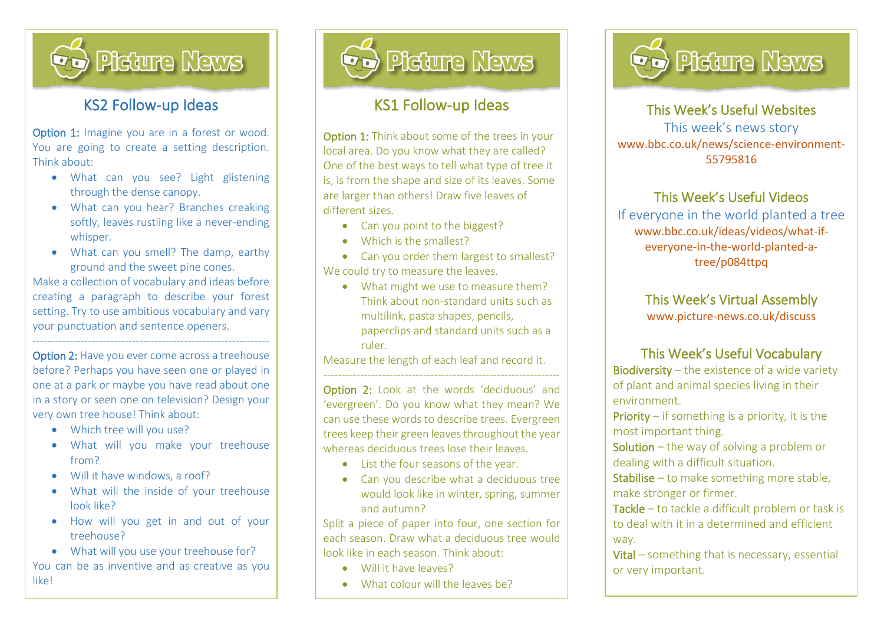# Picture News

## KS2 Follow-up Ideas

**Option 1:** Imagine you are in a forest or wood. You are going to create a setting description. Think about:

- What can you see? Light glistening through the dense canopy.
- What can you hear? Branches creaking softly, leaves rustling like a never-ending whisper.
- What can you smell? The damp, earthy ground and the sweet pine cones.

Make a collection of vocabulary and ideas before creating a paragraph to describe your forest setting. Try to use ambitious vocabulary and vary your punctuation and sentence openers.

---

**Option 2:** Have you ever come across a treehouse before? Perhaps you have seen one or played in one at a park or maybe you have read about one in a story or seen one on television? Design your very own tree house! Think about:

- Which tree will you use?
- What will you make your treehouse from?
- Will it have windows, a roof?
- What will the inside of your treehouse look like?
- How will you get in and out of your treehouse?
- What will you use your treehouse for?

You can be as inventive and as creative as you like!

# Picture News

## KS1 Follow-up Ideas

**Option 1:** Think about some of the trees in your local area. Do you know what they are called? One of the best ways to tell what type of tree it is, is from the shape and size of its leaves. Some are larger than others! Draw five leaves of different sizes.

- Can you point to the biggest?
- Which is the smallest?
- Can you order them largest to smallest?

We could try to measure the leaves.

- What might we use to measure them? Think about non-standard units such as multilink, pasta shapes, pencils, paperclips and standard units such as a ruler.

Measure the length of each leaf and record it.

---

**Option 2:** Look at the words 'deciduous' and 'evergreen'. Do you know what they mean? We can use these words to describe trees. Evergreen trees keep their green leaves throughout the year whereas deciduous trees lose their leaves.

- List the four seasons of the year.
- Can you describe what a deciduous tree would look like in winter, spring, summer and autumn?

Split a piece of paper into four, one section for each season. Draw what a deciduous tree would look like in each season. Think about:

- Will it have leaves?
- What colour will the leaves be?

# Picture News

## This Week's Useful Websites

This week's news story

www.bbc.co.uk/news/science-environment-55795816

## This Week's Useful Videos

If everyone in the world planted a tree

www.bbc.co.uk/ideas/videos/what-if-everyone-in-the-world-planted-a-tree/p084ttpq

## This Week's Virtual Assembly

www.picture-news.co.uk/discuss

## This Week's Useful Vocabulary

**Biodiversity** – the existence of a wide variety of plant and animal species living in their environment.

**Priority** – if something is a priority, it is the most important thing.

**Solution** – the way of solving a problem or dealing with a difficult situation.

**Stabilise** – to make something more stable, make stronger or firmer.

**Tackle** – to tackle a difficult problem or task is to deal with it in a determined and efficient way.

**Vital** – something that is necessary, essential or very important.